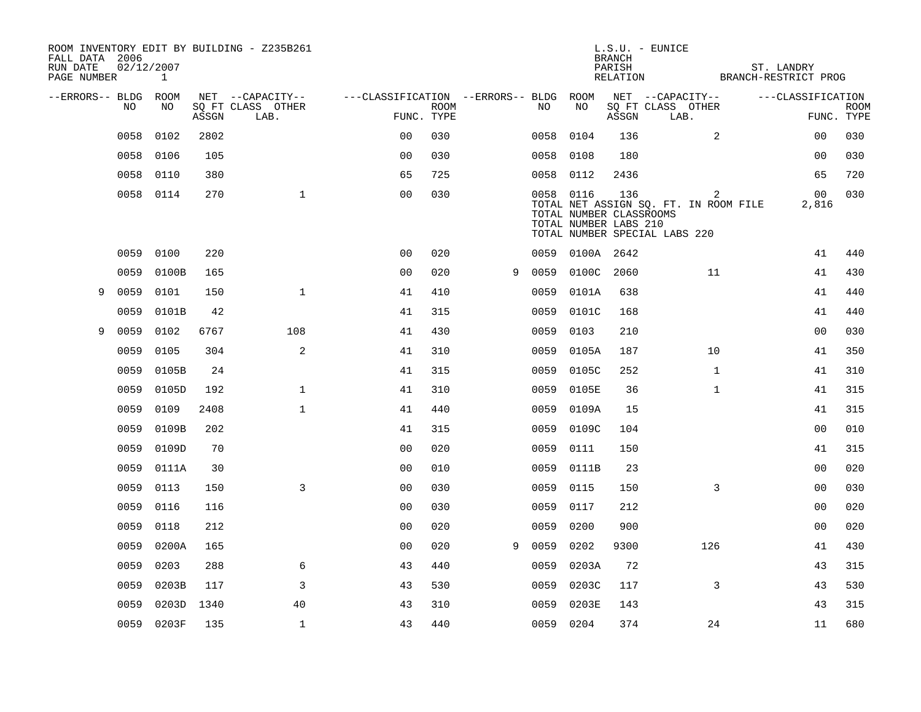ROOM INVENTORY EDIT BY BUILDING - Z235B261
FALL DATA 2006
RUN DATE 02/12/2007
PAGE NUMBER 1

L.S.U. - EUNICE
BRANCH
PARISH ST. LANDRY
RELATION BRANCH-RESTRICT PROG

| --ERRORS-- | BLDG NO | ROOM NO | NET ASSGN SQ FT | CAPACITY CLASS | CAPACITY LAB. | CAPACITY OTHER | CLASSIFICATION FUNC. | ROOM TYPE | --ERRORS-- | BLDG NO | ROOM NO | NET ASSGN SQ FT | CAPACITY CLASS | CAPACITY LAB. | CAPACITY OTHER | CLASSIFICATION FUNC. | ROOM TYPE |
|---|---|---|---|---|---|---|---|---|---|---|---|---|---|---|---|---|---|
| | 0058 | 0102 | 2802 | | | | 00 | 030 | | 0058 | 0104 | 136 | | | 2 | 00 | 030 |
| | 0058 | 0106 | 105 | | | | 00 | 030 | | 0058 | 0108 | 180 | | | | 00 | 030 |
| | 0058 | 0110 | 380 | | | | 65 | 725 | | 0058 | 0112 | 2436 | | | | 65 | 720 |
| | 0058 | 0114 | 270 | | | 1 | 00 | 030 | | 0058 | 0116 | 136 | | | 2 | 00 | 030 |
| | | | | | | | | | | TOTAL NET ASSIGN SQ. FT. IN ROOM FILE | | | | | | 2,816 | |
| | | | | | | | | | | TOTAL NUMBER CLASSROOMS | | | | | | | |
| | | | | | | | | | | TOTAL NUMBER LABS 210 | | | | | | | |
| | | | | | | | | | | TOTAL NUMBER SPECIAL LABS 220 | | | | | | | |
| | 0059 | 0100 | 220 | | | | 00 | 020 | | 0059 | 0100A | 2642 | | | | 41 | 440 |
| | 0059 | 0100B | 165 | | | | 00 | 020 | 9 | 0059 | 0100C | 2060 | | | 11 | 41 | 430 |
| 9 | 0059 | 0101 | 150 | | | 1 | 41 | 410 | | 0059 | 0101A | 638 | | | | 41 | 440 |
| | 0059 | 0101B | 42 | | | | 41 | 315 | | 0059 | 0101C | 168 | | | | 41 | 440 |
| 9 | 0059 | 0102 | 6767 | | | 108 | 41 | 430 | | 0059 | 0103 | 210 | | | | 00 | 030 |
| | 0059 | 0105 | 304 | | | 2 | 41 | 310 | | 0059 | 0105A | 187 | | | 10 | 41 | 350 |
| | 0059 | 0105B | 24 | | | | 41 | 315 | | 0059 | 0105C | 252 | | | 1 | 41 | 310 |
| | 0059 | 0105D | 192 | | | 1 | 41 | 310 | | 0059 | 0105E | 36 | | | 1 | 41 | 315 |
| | 0059 | 0109 | 2408 | | | 1 | 41 | 440 | | 0059 | 0109A | 15 | | | | 41 | 315 |
| | 0059 | 0109B | 202 | | | | 41 | 315 | | 0059 | 0109C | 104 | | | | 00 | 010 |
| | 0059 | 0109D | 70 | | | | 00 | 020 | | 0059 | 0111 | 150 | | | | 41 | 315 |
| | 0059 | 0111A | 30 | | | | 00 | 010 | | 0059 | 0111B | 23 | | | | 00 | 020 |
| | 0059 | 0113 | 150 | | | 3 | 00 | 030 | | 0059 | 0115 | 150 | | | 3 | 00 | 030 |
| | 0059 | 0116 | 116 | | | | 00 | 030 | | 0059 | 0117 | 212 | | | | 00 | 020 |
| | 0059 | 0118 | 212 | | | | 00 | 020 | | 0059 | 0200 | 900 | | | | 00 | 020 |
| | 0059 | 0200A | 165 | | | | 00 | 020 | 9 | 0059 | 0202 | 9300 | | | 126 | 41 | 430 |
| | 0059 | 0203 | 288 | | | 6 | 43 | 440 | | 0059 | 0203A | 72 | | | | 43 | 315 |
| | 0059 | 0203B | 117 | | | 3 | 43 | 530 | | 0059 | 0203C | 117 | | | 3 | 43 | 530 |
| | 0059 | 0203D | 1340 | | | 40 | 43 | 310 | | 0059 | 0203E | 143 | | | | 43 | 315 |
| | 0059 | 0203F | 135 | | | 1 | 43 | 440 | | 0059 | 0204 | 374 | | | 24 | 11 | 680 |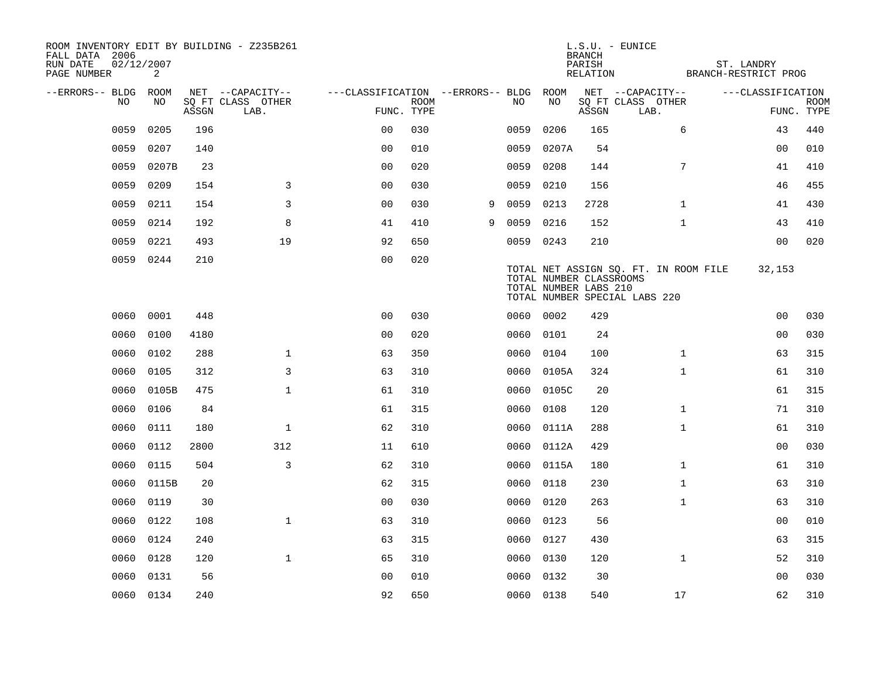ROOM INVENTORY EDIT BY BUILDING - Z235B261
FALL DATA 2006
RUN DATE 02/12/2007

L.S.U. - EUNICE
BRANCH
PARISH ST. LANDRY
RELATION BRANCH-RESTRICT PROG

| --ERRORS-- | BLDG NO | ROOM NO | NET SQ FT ASSGN | --CAPACITY-- CLASS | OTHER LAB. | ---CLASSIFICATION FUNC. | ROOM TYPE | --ERRORS-- | BLDG NO | ROOM NO | NET SQ FT ASSGN | --CAPACITY-- CLASS | OTHER LAB. | ---CLASSIFICATION FUNC. | ROOM TYPE |
|---|---|---|---|---|---|---|---|---|---|---|---|---|---|---|---|
| | 0059 | 0205 | 196 | | | 00 | 030 | | 0059 | 0206 | 165 | | 6 | 43 | 440 |
| | 0059 | 0207 | 140 | | | 00 | 010 | | 0059 | 0207A | 54 | | | 00 | 010 |
| | 0059 | 0207B | 23 | | | 00 | 020 | | 0059 | 0208 | 144 | | 7 | 41 | 410 |
| | 0059 | 0209 | 154 | | 3 | 00 | 030 | | 0059 | 0210 | 156 | | | 46 | 455 |
| | 0059 | 0211 | 154 | | 3 | 00 | 030 | 9 | 0059 | 0213 | 2728 | | 1 | 41 | 430 |
| | 0059 | 0214 | 192 | | 8 | 41 | 410 | 9 | 0059 | 0216 | 152 | | 1 | 43 | 410 |
| | 0059 | 0221 | 493 | | 19 | 92 | 650 | | 0059 | 0243 | 210 | | | 00 | 020 |
| | 0059 | 0244 | 210 | | | 00 | 020 | | | | | | | | |

TOTAL NET ASSIGN SQ. FT. IN ROOM FILE 32,153
TOTAL NUMBER CLASSROOMS
TOTAL NUMBER LABS 210
TOTAL NUMBER SPECIAL LABS 220

| --ERRORS-- | BLDG NO | ROOM NO | NET SQ FT ASSGN | --CAPACITY-- CLASS | OTHER LAB. | ---CLASSIFICATION FUNC. | ROOM TYPE | --ERRORS-- | BLDG NO | ROOM NO | NET SQ FT ASSGN | --CAPACITY-- CLASS | OTHER LAB. | ---CLASSIFICATION FUNC. | ROOM TYPE |
|---|---|---|---|---|---|---|---|---|---|---|---|---|---|---|---|
| | 0060 | 0001 | 448 | | | 00 | 030 | | 0060 | 0002 | 429 | | | 00 | 030 |
| | 0060 | 0100 | 4180 | | | 00 | 020 | | 0060 | 0101 | 24 | | | 00 | 030 |
| | 0060 | 0102 | 288 | | 1 | 63 | 350 | | 0060 | 0104 | 100 | | 1 | 63 | 315 |
| | 0060 | 0105 | 312 | | 3 | 63 | 310 | | 0060 | 0105A | 324 | | 1 | 61 | 310 |
| | 0060 | 0105B | 475 | | 1 | 61 | 310 | | 0060 | 0105C | 20 | | | 61 | 315 |
| | 0060 | 0106 | 84 | | | 61 | 315 | | 0060 | 0108 | 120 | | 1 | 71 | 310 |
| | 0060 | 0111 | 180 | | 1 | 62 | 310 | | 0060 | 0111A | 288 | | 1 | 61 | 310 |
| | 0060 | 0112 | 2800 | | 312 | 11 | 610 | | 0060 | 0112A | 429 | | | 00 | 030 |
| | 0060 | 0115 | 504 | | 3 | 62 | 310 | | 0060 | 0115A | 180 | | 1 | 61 | 310 |
| | 0060 | 0115B | 20 | | | 62 | 315 | | 0060 | 0118 | 230 | | 1 | 63 | 310 |
| | 0060 | 0119 | 30 | | | 00 | 030 | | 0060 | 0120 | 263 | | 1 | 63 | 310 |
| | 0060 | 0122 | 108 | | 1 | 63 | 310 | | 0060 | 0123 | 56 | | | 00 | 010 |
| | 0060 | 0124 | 240 | | | 63 | 315 | | 0060 | 0127 | 430 | | | 63 | 315 |
| | 0060 | 0128 | 120 | | 1 | 65 | 310 | | 0060 | 0130 | 120 | | 1 | 52 | 310 |
| | 0060 | 0131 | 56 | | | 00 | 010 | | 0060 | 0132 | 30 | | | 00 | 030 |
| | 0060 | 0134 | 240 | | | 92 | 650 | | 0060 | 0138 | 540 | | 17 | 62 | 310 |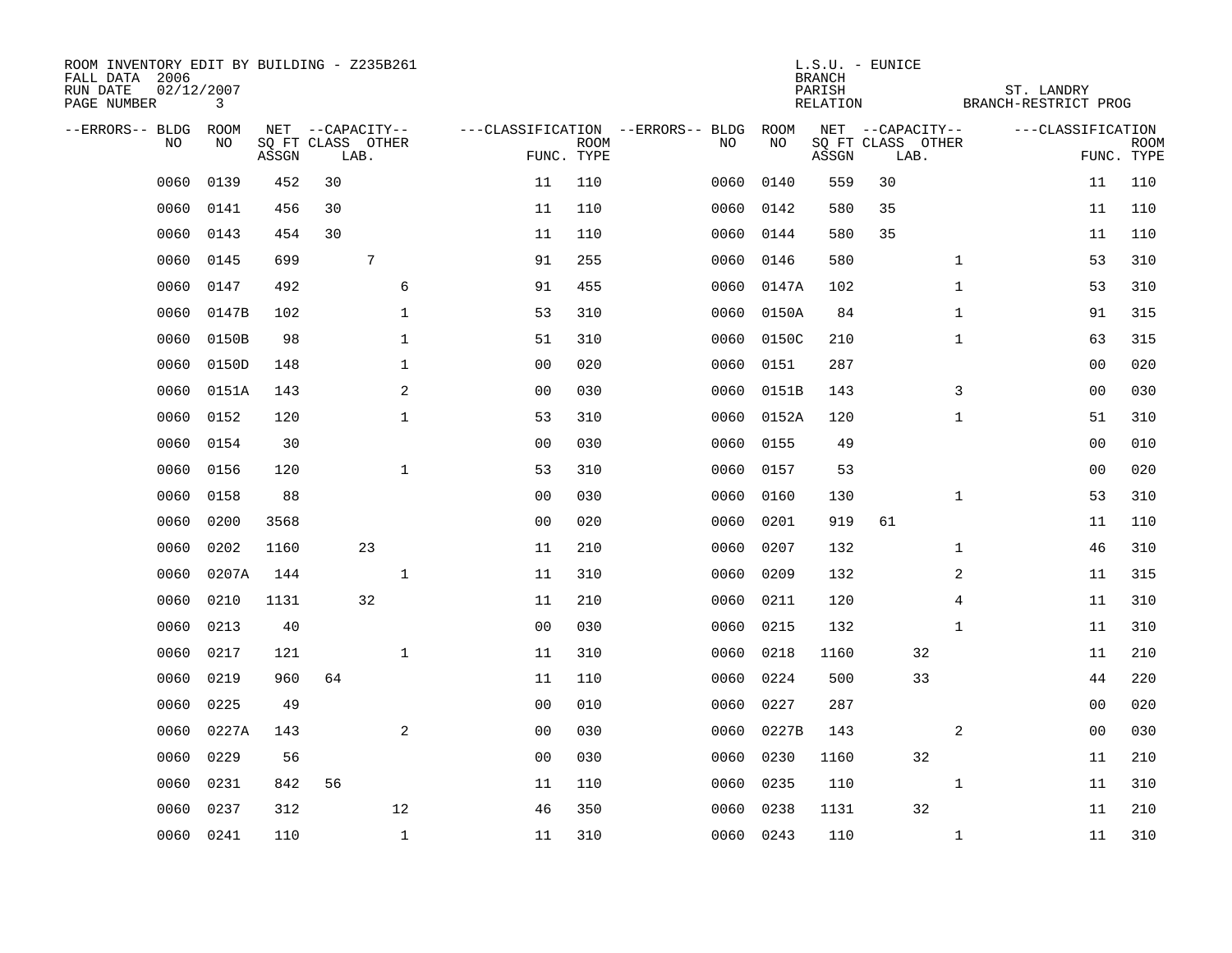ROOM INVENTORY EDIT BY BUILDING - Z235B261
FALL DATA 2006
RUN DATE 02/12/2007
PAGE NUMBER 3

L.S.U. - EUNICE
BRANCH
PARISH ST. LANDRY
RELATION BRANCH-RESTRICT PROG

| --ERRORS-- | BLDG NO | ROOM NO | NET SQ FT ASSGN | CAPACITY CLASS | CAPACITY LAB. | CAPACITY OTHER | CLASSIFICATION FUNC. | ROOM TYPE | --ERRORS-- | BLDG NO | ROOM NO | NET SQ FT ASSGN | CAPACITY CLASS | CAPACITY LAB. | CAPACITY OTHER | CLASSIFICATION FUNC. | ROOM TYPE |
|---|---|---|---|---|---|---|---|---|---|---|---|---|---|---|---|---|---|
| | 0060 | 0139 | 452 | 30 | | | 11 | 110 | | 0060 | 0140 | 559 | 30 | | | 11 | 110 |
| | 0060 | 0141 | 456 | 30 | | | 11 | 110 | | 0060 | 0142 | 580 | 35 | | | 11 | 110 |
| | 0060 | 0143 | 454 | 30 | | | 11 | 110 | | 0060 | 0144 | 580 | 35 | | | 11 | 110 |
| | 0060 | 0145 | 699 | | 7 | | 91 | 255 | | 0060 | 0146 | 580 | | | 1 | 53 | 310 |
| | 0060 | 0147 | 492 | | | 6 | 91 | 455 | | 0060 | 0147A | 102 | | | 1 | 53 | 310 |
| | 0060 | 0147B | 102 | | | 1 | 53 | 310 | | 0060 | 0150A | 84 | | | 1 | 91 | 315 |
| | 0060 | 0150B | 98 | | | 1 | 51 | 310 | | 0060 | 0150C | 210 | | | 1 | 63 | 315 |
| | 0060 | 0150D | 148 | | | 1 | 00 | 020 | | 0060 | 0151 | 287 | | | | 00 | 020 |
| | 0060 | 0151A | 143 | | | 2 | 00 | 030 | | 0060 | 0151B | 143 | | | 3 | 00 | 030 |
| | 0060 | 0152 | 120 | | | 1 | 53 | 310 | | 0060 | 0152A | 120 | | | 1 | 51 | 310 |
| | 0060 | 0154 | 30 | | | | 00 | 030 | | 0060 | 0155 | 49 | | | | 00 | 010 |
| | 0060 | 0156 | 120 | | | 1 | 53 | 310 | | 0060 | 0157 | 53 | | | | 00 | 020 |
| | 0060 | 0158 | 88 | | | | 00 | 030 | | 0060 | 0160 | 130 | | | 1 | 53 | 310 |
| | 0060 | 0200 | 3568 | | | | 00 | 020 | | 0060 | 0201 | 919 | 61 | | | 11 | 110 |
| | 0060 | 0202 | 1160 | | 23 | | 11 | 210 | | 0060 | 0207 | 132 | | | 1 | 46 | 310 |
| | 0060 | 0207A | 144 | | | 1 | 11 | 310 | | 0060 | 0209 | 132 | | | 2 | 11 | 315 |
| | 0060 | 0210 | 1131 | | 32 | | 11 | 210 | | 0060 | 0211 | 120 | | | 4 | 11 | 310 |
| | 0060 | 0213 | 40 | | | | 00 | 030 | | 0060 | 0215 | 132 | | | 1 | 11 | 310 |
| | 0060 | 0217 | 121 | | | 1 | 11 | 310 | | 0060 | 0218 | 1160 | | 32 | | 11 | 210 |
| | 0060 | 0219 | 960 | 64 | | | 11 | 110 | | 0060 | 0224 | 500 | | 33 | | 44 | 220 |
| | 0060 | 0225 | 49 | | | | 00 | 010 | | 0060 | 0227 | 287 | | | | 00 | 020 |
| | 0060 | 0227A | 143 | | | 2 | 00 | 030 | | 0060 | 0227B | 143 | | | 2 | 00 | 030 |
| | 0060 | 0229 | 56 | | | | 00 | 030 | | 0060 | 0230 | 1160 | | 32 | | 11 | 210 |
| | 0060 | 0231 | 842 | 56 | | | 11 | 110 | | 0060 | 0235 | 110 | | | 1 | 11 | 310 |
| | 0060 | 0237 | 312 | | | 12 | 46 | 350 | | 0060 | 0238 | 1131 | | 32 | | 11 | 210 |
| | 0060 | 0241 | 110 | | | 1 | 11 | 310 | | 0060 | 0243 | 110 | | | 1 | 11 | 310 |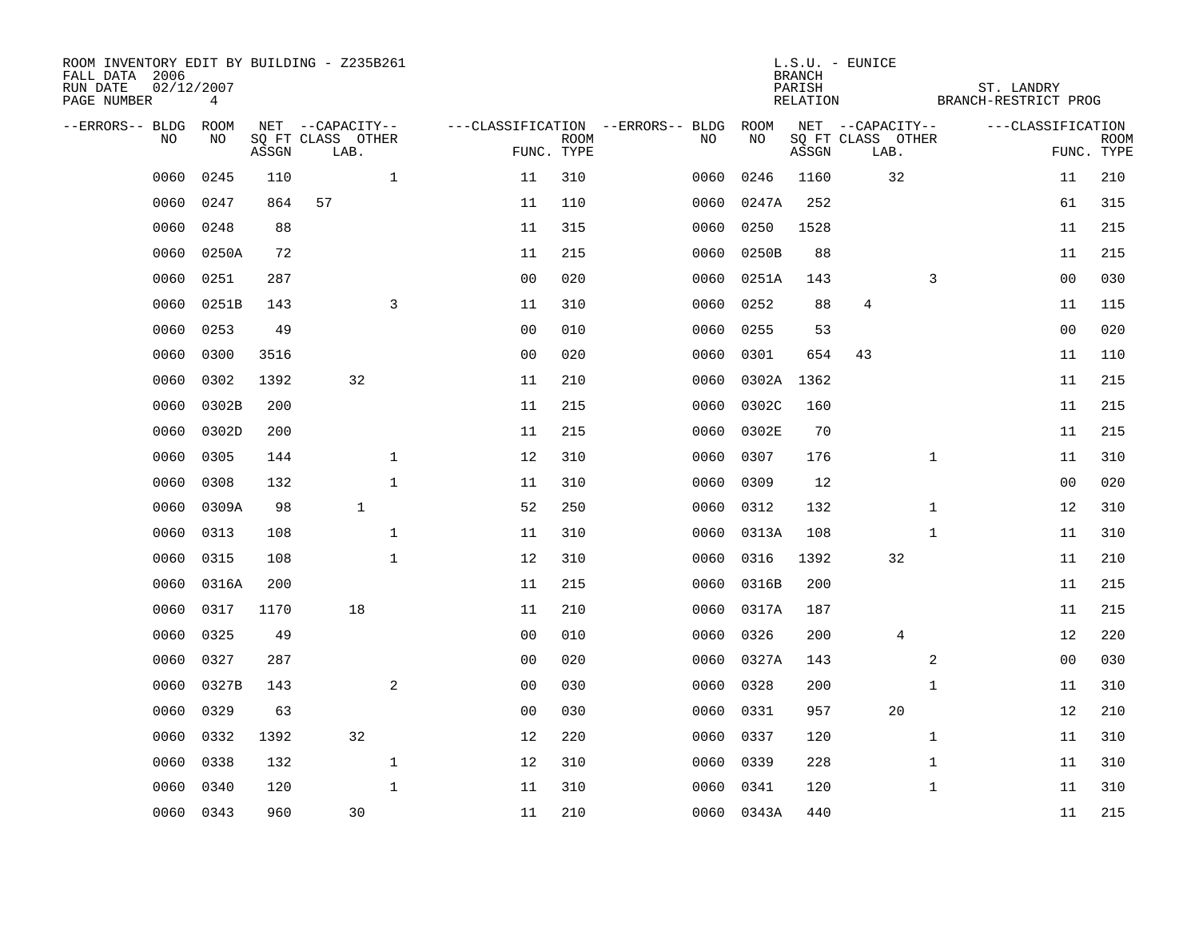ROOM INVENTORY EDIT BY BUILDING - Z235B261
FALL DATA 2006
RUN DATE 02/12/2007
PAGE NUMBER 4

L.S.U. - EUNICE
BRANCH PARISH RELATION: ST. LANDRY BRANCH-RESTRICT PROG

| --ERRORS-- | BLDG NO | ROOM NO | NET SQ FT ASSGN | CAPACITY CLASS | CAPACITY LAB. | CAPACITY OTHER | CLASSIFICATION FUNC. | ROOM TYPE | --ERRORS-- | BLDG NO | ROOM NO | NET SQ FT ASSGN | CAPACITY CLASS | CAPACITY LAB. | CAPACITY OTHER | CLASSIFICATION FUNC. | ROOM TYPE |
|---|---|---|---|---|---|---|---|---|---|---|---|---|---|---|---|---|---|
| | 0060 | 0245 | 110 | | | 1 | 11 | 310 | | 0060 | 0246 | 1160 | | 32 | | 11 | 210 |
| | 0060 | 0247 | 864 | 57 | | | 11 | 110 | | 0060 | 0247A | 252 | | | | 61 | 315 |
| | 0060 | 0248 | 88 | | | | 11 | 315 | | 0060 | 0250 | 1528 | | | | 11 | 215 |
| | 0060 | 0250A | 72 | | | | 11 | 215 | | 0060 | 0250B | 88 | | | | 11 | 215 |
| | 0060 | 0251 | 287 | | | | 00 | 020 | | 0060 | 0251A | 143 | | | 3 | 00 | 030 |
| | 0060 | 0251B | 143 | | | 3 | 11 | 310 | | 0060 | 0252 | 88 | 4 | | | 11 | 115 |
| | 0060 | 0253 | 49 | | | | 00 | 010 | | 0060 | 0255 | 53 | | | | 00 | 020 |
| | 0060 | 0300 | 3516 | | | | 00 | 020 | | 0060 | 0301 | 654 | 43 | | | 11 | 110 |
| | 0060 | 0302 | 1392 | | 32 | | 11 | 210 | | 0060 | 0302A | 1362 | | | | 11 | 215 |
| | 0060 | 0302B | 200 | | | | 11 | 215 | | 0060 | 0302C | 160 | | | | 11 | 215 |
| | 0060 | 0302D | 200 | | | | 11 | 215 | | 0060 | 0302E | 70 | | | | 11 | 215 |
| | 0060 | 0305 | 144 | | | 1 | 12 | 310 | | 0060 | 0307 | 176 | | | 1 | 11 | 310 |
| | 0060 | 0308 | 132 | | | 1 | 11 | 310 | | 0060 | 0309 | 12 | | | | 00 | 020 |
| | 0060 | 0309A | 98 | | 1 | | 52 | 250 | | 0060 | 0312 | 132 | | | 1 | 12 | 310 |
| | 0060 | 0313 | 108 | | | 1 | 11 | 310 | | 0060 | 0313A | 108 | | | 1 | 11 | 310 |
| | 0060 | 0315 | 108 | | | 1 | 12 | 310 | | 0060 | 0316 | 1392 | | 32 | | 11 | 210 |
| | 0060 | 0316A | 200 | | | | 11 | 215 | | 0060 | 0316B | 200 | | | | 11 | 215 |
| | 0060 | 0317 | 1170 | | 18 | | 11 | 210 | | 0060 | 0317A | 187 | | | | 11 | 215 |
| | 0060 | 0325 | 49 | | | | 00 | 010 | | 0060 | 0326 | 200 | | 4 | | 12 | 220 |
| | 0060 | 0327 | 287 | | | | 00 | 020 | | 0060 | 0327A | 143 | | | 2 | 00 | 030 |
| | 0060 | 0327B | 143 | | | 2 | 00 | 030 | | 0060 | 0328 | 200 | | | 1 | 11 | 310 |
| | 0060 | 0329 | 63 | | | | 00 | 030 | | 0060 | 0331 | 957 | | 20 | | 12 | 210 |
| | 0060 | 0332 | 1392 | | 32 | | 12 | 220 | | 0060 | 0337 | 120 | | | 1 | 11 | 310 |
| | 0060 | 0338 | 132 | | | 1 | 12 | 310 | | 0060 | 0339 | 228 | | | 1 | 11 | 310 |
| | 0060 | 0340 | 120 | | | 1 | 11 | 310 | | 0060 | 0341 | 120 | | | 1 | 11 | 310 |
| | 0060 | 0343 | 960 | | 30 | | 11 | 210 | | 0060 | 0343A | 440 | | | | 11 | 215 |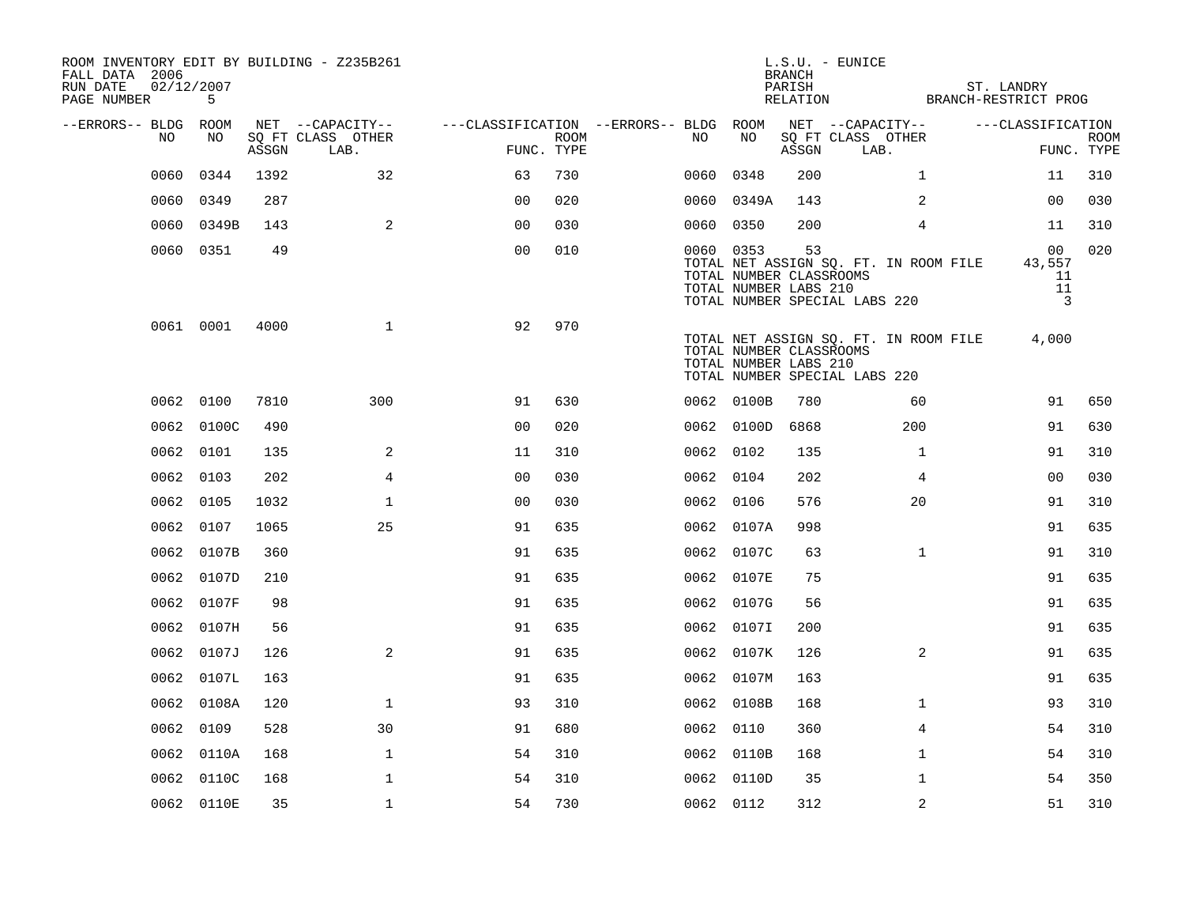ROOM INVENTORY EDIT BY BUILDING - Z235B261
FALL DATA 2006
RUN DATE 02/12/2007

L.S.U. - EUNICE
BRANCH
PARISH ST. LANDRY
RELATION BRANCH-RESTRICT PROG

| --ERRORS-- | BLDG NO | ROOM NO | NET SQ FT ASSGN | CAPACITY CLASS LAB. | CAPACITY OTHER | CLASSIFICATION FUNC. | ROOM TYPE | --ERRORS-- | BLDG NO | ROOM NO | NET SQ FT ASSGN | CAPACITY CLASS LAB. | CAPACITY OTHER | CLASSIFICATION FUNC. | ROOM TYPE |
|---|---|---|---|---|---|---|---|---|---|---|---|---|---|---|---|
| | 0060 | 0344 | 1392 | | 32 | 63 | 730 | | 0060 | 0348 | 200 | | 1 | 11 | 310 |
| | 0060 | 0349 | 287 | | | 00 | 020 | | 0060 | 0349A | 143 | | 2 | 00 | 030 |
| | 0060 | 0349B | 143 | | 2 | 00 | 030 | | 0060 | 0350 | 200 | | 4 | 11 | 310 |
| | 0060 | 0351 | 49 | | | 00 | 010 | | 0060 | 0353 | 53 | | | 00 | 020 |

TOTAL NET ASSIGN SQ. FT. IN ROOM FILE 43,557
TOTAL NUMBER CLASSROOMS 11
TOTAL NUMBER LABS 210 11
TOTAL NUMBER SPECIAL LABS 220 3

| --ERRORS-- | BLDG NO | ROOM NO | NET SQ FT ASSGN | CAPACITY CLASS LAB. | CAPACITY OTHER | CLASSIFICATION FUNC. | ROOM TYPE |
|---|---|---|---|---|---|---|---|
| | 0061 | 0001 | 4000 | | 1 | 92 | 970 |

TOTAL NET ASSIGN SQ. FT. IN ROOM FILE 4,000
TOTAL NUMBER CLASSROOMS
TOTAL NUMBER LABS 210
TOTAL NUMBER SPECIAL LABS 220

| --ERRORS-- | BLDG NO | ROOM NO | NET SQ FT ASSGN | CAPACITY CLASS LAB. | CAPACITY OTHER | CLASSIFICATION FUNC. | ROOM TYPE | --ERRORS-- | BLDG NO | ROOM NO | NET SQ FT ASSGN | CAPACITY CLASS LAB. | CAPACITY OTHER | CLASSIFICATION FUNC. | ROOM TYPE |
|---|---|---|---|---|---|---|---|---|---|---|---|---|---|---|---|
| | 0062 | 0100 | 7810 | | 300 | 91 | 630 | | 0062 | 0100B | 780 | | 60 | 91 | 650 |
| | 0062 | 0100C | 490 | | | 00 | 020 | | 0062 | 0100D | 6868 | | 200 | 91 | 630 |
| | 0062 | 0101 | 135 | | 2 | 11 | 310 | | 0062 | 0102 | 135 | | 1 | 91 | 310 |
| | 0062 | 0103 | 202 | | 4 | 00 | 030 | | 0062 | 0104 | 202 | | 4 | 00 | 030 |
| | 0062 | 0105 | 1032 | | 1 | 00 | 030 | | 0062 | 0106 | 576 | | 20 | 91 | 310 |
| | 0062 | 0107 | 1065 | | 25 | 91 | 635 | | 0062 | 0107A | 998 | | | 91 | 635 |
| | 0062 | 0107B | 360 | | | 91 | 635 | | 0062 | 0107C | 63 | | 1 | 91 | 310 |
| | 0062 | 0107D | 210 | | | 91 | 635 | | 0062 | 0107E | 75 | | | 91 | 635 |
| | 0062 | 0107F | 98 | | | 91 | 635 | | 0062 | 0107G | 56 | | | 91 | 635 |
| | 0062 | 0107H | 56 | | | 91 | 635 | | 0062 | 0107I | 200 | | | 91 | 635 |
| | 0062 | 0107J | 126 | | 2 | 91 | 635 | | 0062 | 0107K | 126 | | 2 | 91 | 635 |
| | 0062 | 0107L | 163 | | | 91 | 635 | | 0062 | 0107M | 163 | | | 91 | 635 |
| | 0062 | 0108A | 120 | | 1 | 93 | 310 | | 0062 | 0108B | 168 | | 1 | 93 | 310 |
| | 0062 | 0109 | 528 | | 30 | 91 | 680 | | 0062 | 0110 | 360 | | 4 | 54 | 310 |
| | 0062 | 0110A | 168 | | 1 | 54 | 310 | | 0062 | 0110B | 168 | | 1 | 54 | 310 |
| | 0062 | 0110C | 168 | | 1 | 54 | 310 | | 0062 | 0110D | 35 | | 1 | 54 | 350 |
| | 0062 | 0110E | 35 | | 1 | 54 | 730 | | 0062 | 0112 | 312 | | 2 | 51 | 310 |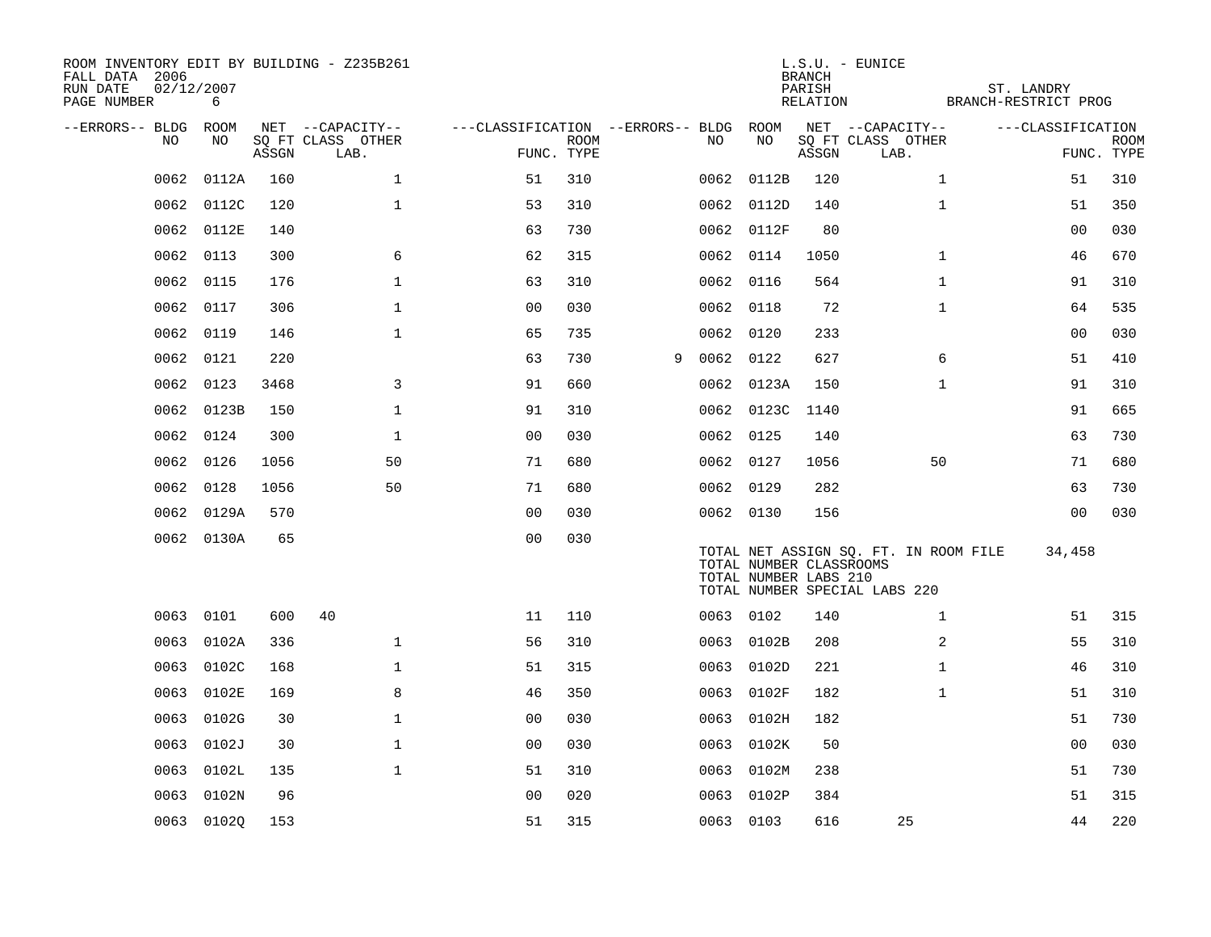ROOM INVENTORY EDIT BY BUILDING - Z235B261
FALL DATA 2006
RUN DATE 02/12/2007
PAGE NUMBER 6

L.S.U. - EUNICE
BRANCH
PARISH ST. LANDRY
RELATION BRANCH-RESTRICT PROG

| --ERRORS-- | BLDG NO | ROOM NO | NET SQ FT ASSGN | CAPACITY CLASS | CAPACITY OTHER LAB. | FUNC. | ROOM TYPE | --ERRORS-- | BLDG NO | ROOM NO | NET SQ FT ASSGN | CAPACITY CLASS | CAPACITY OTHER LAB. | FUNC. | ROOM TYPE |
|---|---|---|---|---|---|---|---|---|---|---|---|---|---|---|---|
| | 0062 | 0112A | 160 | | 1 | 51 | 310 | | 0062 | 0112B | 120 | | 1 | 51 | 310 |
| | 0062 | 0112C | 120 | | 1 | 53 | 310 | | 0062 | 0112D | 140 | | 1 | 51 | 350 |
| | 0062 | 0112E | 140 | | | 63 | 730 | | 0062 | 0112F | 80 | | | 00 | 030 |
| | 0062 | 0113 | 300 | | 6 | 62 | 315 | | 0062 | 0114 | 1050 | | 1 | 46 | 670 |
| | 0062 | 0115 | 176 | | 1 | 63 | 310 | | 0062 | 0116 | 564 | | 1 | 91 | 310 |
| | 0062 | 0117 | 306 | | 1 | 00 | 030 | | 0062 | 0118 | 72 | | 1 | 64 | 535 |
| | 0062 | 0119 | 146 | | 1 | 65 | 735 | | 0062 | 0120 | 233 | | | 00 | 030 |
| | 0062 | 0121 | 220 | | | 63 | 730 | 9 | 0062 | 0122 | 627 | | 6 | 51 | 410 |
| | 0062 | 0123 | 3468 | | 3 | 91 | 660 | | 0062 | 0123A | 150 | | 1 | 91 | 310 |
| | 0062 | 0123B | 150 | | 1 | 91 | 310 | | 0062 | 0123C | 1140 | | | 91 | 665 |
| | 0062 | 0124 | 300 | | 1 | 00 | 030 | | 0062 | 0125 | 140 | | | 63 | 730 |
| | 0062 | 0126 | 1056 | | 50 | 71 | 680 | | 0062 | 0127 | 1056 | | 50 | 71 | 680 |
| | 0062 | 0128 | 1056 | | 50 | 71 | 680 | | 0062 | 0129 | 282 | | | 63 | 730 |
| | 0062 | 0129A | 570 | | | 00 | 030 | | 0062 | 0130 | 156 | | | 00 | 030 |
| | 0062 | 0130A | 65 | | | 00 | 030 | | | | | | | | |

TOTAL NET ASSIGN SQ. FT. IN ROOM FILE 34,458
TOTAL NUMBER CLASSROOMS
TOTAL NUMBER LABS 210
TOTAL NUMBER SPECIAL LABS 220

| --ERRORS-- | BLDG NO | ROOM NO | NET SQ FT ASSGN | CAPACITY CLASS | CAPACITY OTHER LAB. | FUNC. | ROOM TYPE | --ERRORS-- | BLDG NO | ROOM NO | NET SQ FT ASSGN | CAPACITY CLASS | CAPACITY OTHER LAB. | FUNC. | ROOM TYPE |
|---|---|---|---|---|---|---|---|---|---|---|---|---|---|---|---|
| | 0063 | 0101 | 600 | 40 | | 11 | 110 | | 0063 | 0102 | 140 | | 1 | 51 | 315 |
| | 0063 | 0102A | 336 | | 1 | 56 | 310 | | 0063 | 0102B | 208 | | 2 | 55 | 310 |
| | 0063 | 0102C | 168 | | 1 | 51 | 315 | | 0063 | 0102D | 221 | | 1 | 46 | 310 |
| | 0063 | 0102E | 169 | | 8 | 46 | 350 | | 0063 | 0102F | 182 | | 1 | 51 | 310 |
| | 0063 | 0102G | 30 | | 1 | 00 | 030 | | 0063 | 0102H | 182 | | | 51 | 730 |
| | 0063 | 0102J | 30 | | 1 | 00 | 030 | | 0063 | 0102K | 50 | | | 00 | 030 |
| | 0063 | 0102L | 135 | | 1 | 51 | 310 | | 0063 | 0102M | 238 | | | 51 | 730 |
| | 0063 | 0102N | 96 | | | 00 | 020 | | 0063 | 0102P | 384 | | | 51 | 315 |
| | 0063 | 0102Q | 153 | | | 51 | 315 | | 0063 | 0103 | 616 | 25 | | 44 | 220 |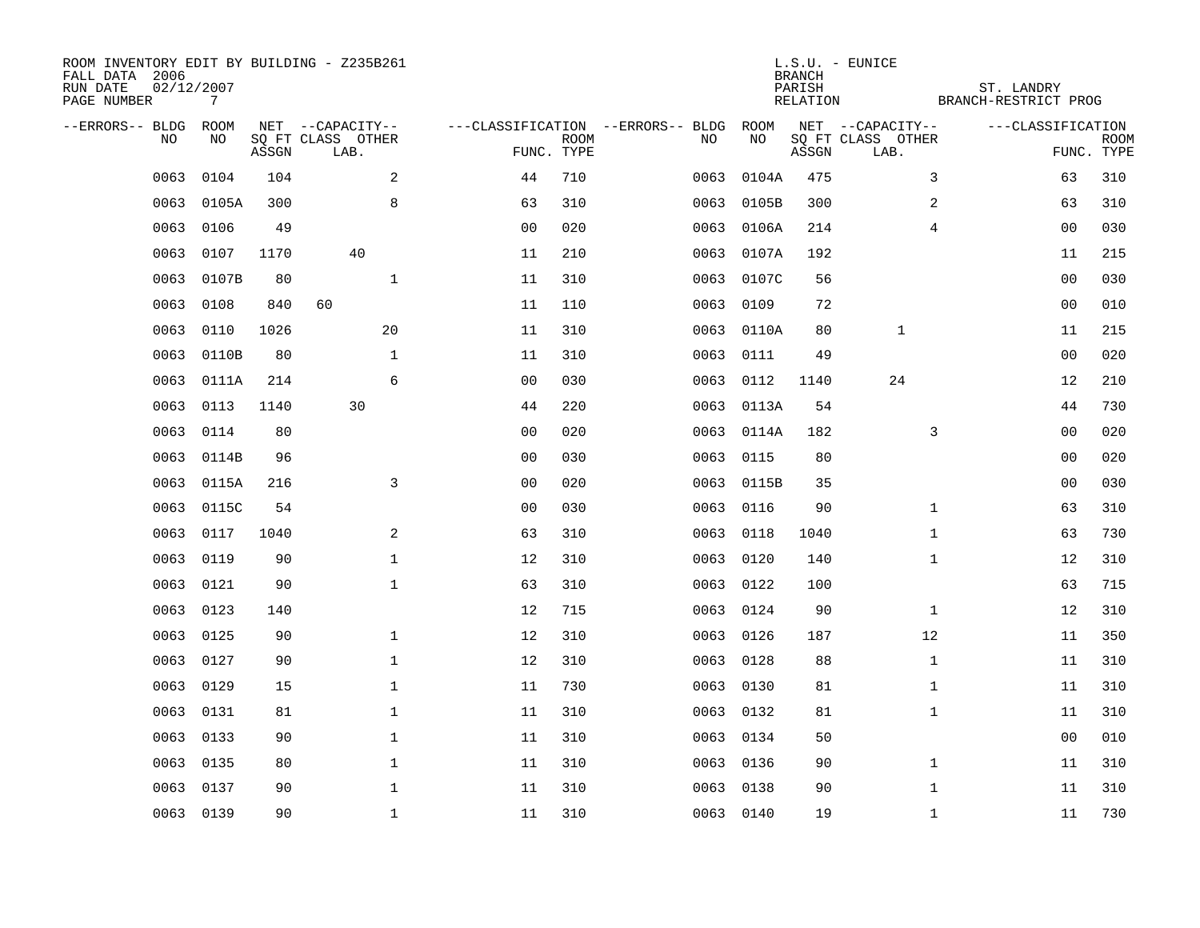ROOM INVENTORY EDIT BY BUILDING - Z235B261
FALL DATA 2006
RUN DATE 02/12/2007
PAGE NUMBER 7

L.S.U. - EUNICE
BRANCH
PARISH ST. LANDRY
RELATION BRANCH-RESTRICT PROG

| --ERRORS-- | BLDG NO | ROOM NO | NET SQ FT ASSGN | CAPACITY CLASS LAB. | CAPACITY OTHER | CLASSIFICATION FUNC. | ROOM TYPE | --ERRORS-- | BLDG NO | ROOM NO | NET SQ FT ASSGN | CAPACITY CLASS LAB. | CAPACITY OTHER | CLASSIFICATION FUNC. | ROOM TYPE |
|---|---|---|---|---|---|---|---|---|---|---|---|---|---|---|---|
| | 0063 | 0104 | 104 | | 2 | 44 | 710 | | 0063 | 0104A | 475 | | 3 | 63 | 310 |
| | 0063 | 0105A | 300 | | 8 | 63 | 310 | | 0063 | 0105B | 300 | | 2 | 63 | 310 |
| | 0063 | 0106 | 49 | | | 00 | 020 | | 0063 | 0106A | 214 | | 4 | 00 | 030 |
| | 0063 | 0107 | 1170 | 40 | | 11 | 210 | | 0063 | 0107A | 192 | | | 11 | 215 |
| | 0063 | 0107B | 80 | | 1 | 11 | 310 | | 0063 | 0107C | 56 | | | 00 | 030 |
| | 0063 | 0108 | 840 | 60 | | 11 | 110 | | 0063 | 0109 | 72 | | | 00 | 010 |
| | 0063 | 0110 | 1026 | | 20 | 11 | 310 | | 0063 | 0110A | 80 | 1 | | 11 | 215 |
| | 0063 | 0110B | 80 | | 1 | 11 | 310 | | 0063 | 0111 | 49 | | | 00 | 020 |
| | 0063 | 0111A | 214 | | 6 | 00 | 030 | | 0063 | 0112 | 1140 | 24 | | 12 | 210 |
| | 0063 | 0113 | 1140 | 30 | | 44 | 220 | | 0063 | 0113A | 54 | | | 44 | 730 |
| | 0063 | 0114 | 80 | | | 00 | 020 | | 0063 | 0114A | 182 | | 3 | 00 | 020 |
| | 0063 | 0114B | 96 | | | 00 | 030 | | 0063 | 0115 | 80 | | | 00 | 020 |
| | 0063 | 0115A | 216 | | 3 | 00 | 020 | | 0063 | 0115B | 35 | | | 00 | 030 |
| | 0063 | 0115C | 54 | | | 00 | 030 | | 0063 | 0116 | 90 | | 1 | 63 | 310 |
| | 0063 | 0117 | 1040 | | 2 | 63 | 310 | | 0063 | 0118 | 1040 | | 1 | 63 | 730 |
| | 0063 | 0119 | 90 | | 1 | 12 | 310 | | 0063 | 0120 | 140 | | 1 | 12 | 310 |
| | 0063 | 0121 | 90 | | 1 | 63 | 310 | | 0063 | 0122 | 100 | | | 63 | 715 |
| | 0063 | 0123 | 140 | | | 12 | 715 | | 0063 | 0124 | 90 | | 1 | 12 | 310 |
| | 0063 | 0125 | 90 | | 1 | 12 | 310 | | 0063 | 0126 | 187 | | 12 | 11 | 350 |
| | 0063 | 0127 | 90 | | 1 | 12 | 310 | | 0063 | 0128 | 88 | | 1 | 11 | 310 |
| | 0063 | 0129 | 15 | | 1 | 11 | 730 | | 0063 | 0130 | 81 | | 1 | 11 | 310 |
| | 0063 | 0131 | 81 | | 1 | 11 | 310 | | 0063 | 0132 | 81 | | 1 | 11 | 310 |
| | 0063 | 0133 | 90 | | 1 | 11 | 310 | | 0063 | 0134 | 50 | | | 00 | 010 |
| | 0063 | 0135 | 80 | | 1 | 11 | 310 | | 0063 | 0136 | 90 | | 1 | 11 | 310 |
| | 0063 | 0137 | 90 | | 1 | 11 | 310 | | 0063 | 0138 | 90 | | 1 | 11 | 310 |
| | 0063 | 0139 | 90 | | 1 | 11 | 310 | | 0063 | 0140 | 19 | | 1 | 11 | 730 |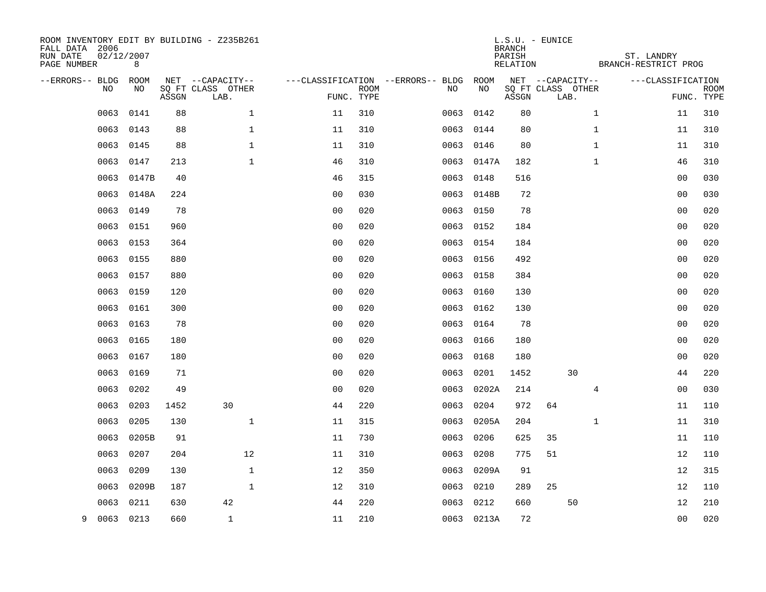ROOM INVENTORY EDIT BY BUILDING - Z235B261
FALL DATA 2006
RUN DATE 02/12/2007
PAGE NUMBER 8

L.S.U. - EUNICE
BRANCH
PARISH ST. LANDRY
RELATION BRANCH-RESTRICT PROG

| --ERRORS-- | BLDG NO | ROOM NO | NET SQ FT ASSGN | CAPACITY CLASS | CAPACITY LAB. | CAPACITY OTHER | CLASSIFICATION FUNC. | ROOM TYPE | --ERRORS-- | BLDG NO | ROOM NO | NET SQ FT ASSGN | CAPACITY CLASS | CAPACITY LAB. | CAPACITY OTHER | CLASSIFICATION FUNC. | ROOM TYPE |
|---|---|---|---|---|---|---|---|---|---|---|---|---|---|---|---|---|---|
| | 0063 | 0141 | 88 | | | 1 | 11 | 310 | | 0063 | 0142 | 80 | | | 1 | 11 | 310 |
| | 0063 | 0143 | 88 | | | 1 | 11 | 310 | | 0063 | 0144 | 80 | | | 1 | 11 | 310 |
| | 0063 | 0145 | 88 | | | 1 | 11 | 310 | | 0063 | 0146 | 80 | | | 1 | 11 | 310 |
| | 0063 | 0147 | 213 | | | 1 | 46 | 310 | | 0063 | 0147A | 182 | | | 1 | 46 | 310 |
| | 0063 | 0147B | 40 | | | | 46 | 315 | | 0063 | 0148 | 516 | | | | 00 | 030 |
| | 0063 | 0148A | 224 | | | | 00 | 030 | | 0063 | 0148B | 72 | | | | 00 | 030 |
| | 0063 | 0149 | 78 | | | | 00 | 020 | | 0063 | 0150 | 78 | | | | 00 | 020 |
| | 0063 | 0151 | 960 | | | | 00 | 020 | | 0063 | 0152 | 184 | | | | 00 | 020 |
| | 0063 | 0153 | 364 | | | | 00 | 020 | | 0063 | 0154 | 184 | | | | 00 | 020 |
| | 0063 | 0155 | 880 | | | | 00 | 020 | | 0063 | 0156 | 492 | | | | 00 | 020 |
| | 0063 | 0157 | 880 | | | | 00 | 020 | | 0063 | 0158 | 384 | | | | 00 | 020 |
| | 0063 | 0159 | 120 | | | | 00 | 020 | | 0063 | 0160 | 130 | | | | 00 | 020 |
| | 0063 | 0161 | 300 | | | | 00 | 020 | | 0063 | 0162 | 130 | | | | 00 | 020 |
| | 0063 | 0163 | 78 | | | | 00 | 020 | | 0063 | 0164 | 78 | | | | 00 | 020 |
| | 0063 | 0165 | 180 | | | | 00 | 020 | | 0063 | 0166 | 180 | | | | 00 | 020 |
| | 0063 | 0167 | 180 | | | | 00 | 020 | | 0063 | 0168 | 180 | | | | 00 | 020 |
| | 0063 | 0169 | 71 | | | | 00 | 020 | | 0063 | 0201 | 1452 | | 30 | | 44 | 220 |
| | 0063 | 0202 | 49 | | | | 00 | 020 | | 0063 | 0202A | 214 | | | 4 | 00 | 030 |
| | 0063 | 0203 | 1452 | | 30 | | 44 | 220 | | 0063 | 0204 | 972 | 64 | | | 11 | 110 |
| | 0063 | 0205 | 130 | | | 1 | 11 | 315 | | 0063 | 0205A | 204 | | | 1 | 11 | 310 |
| | 0063 | 0205B | 91 | | | | 11 | 730 | | 0063 | 0206 | 625 | 35 | | | 11 | 110 |
| | 0063 | 0207 | 204 | | | 12 | 11 | 310 | | 0063 | 0208 | 775 | 51 | | | 12 | 110 |
| | 0063 | 0209 | 130 | | | 1 | 12 | 350 | | 0063 | 0209A | 91 | | | | 12 | 315 |
| | 0063 | 0209B | 187 | | | 1 | 12 | 310 | | 0063 | 0210 | 289 | 25 | | | 12 | 110 |
| | 0063 | 0211 | 630 | | 42 | | 44 | 220 | | 0063 | 0212 | 660 | | 50 | | 12 | 210 |
| 9 | 0063 | 0213 | 660 | | 1 | | 11 | 210 | | 0063 | 0213A | 72 | | | | 00 | 020 |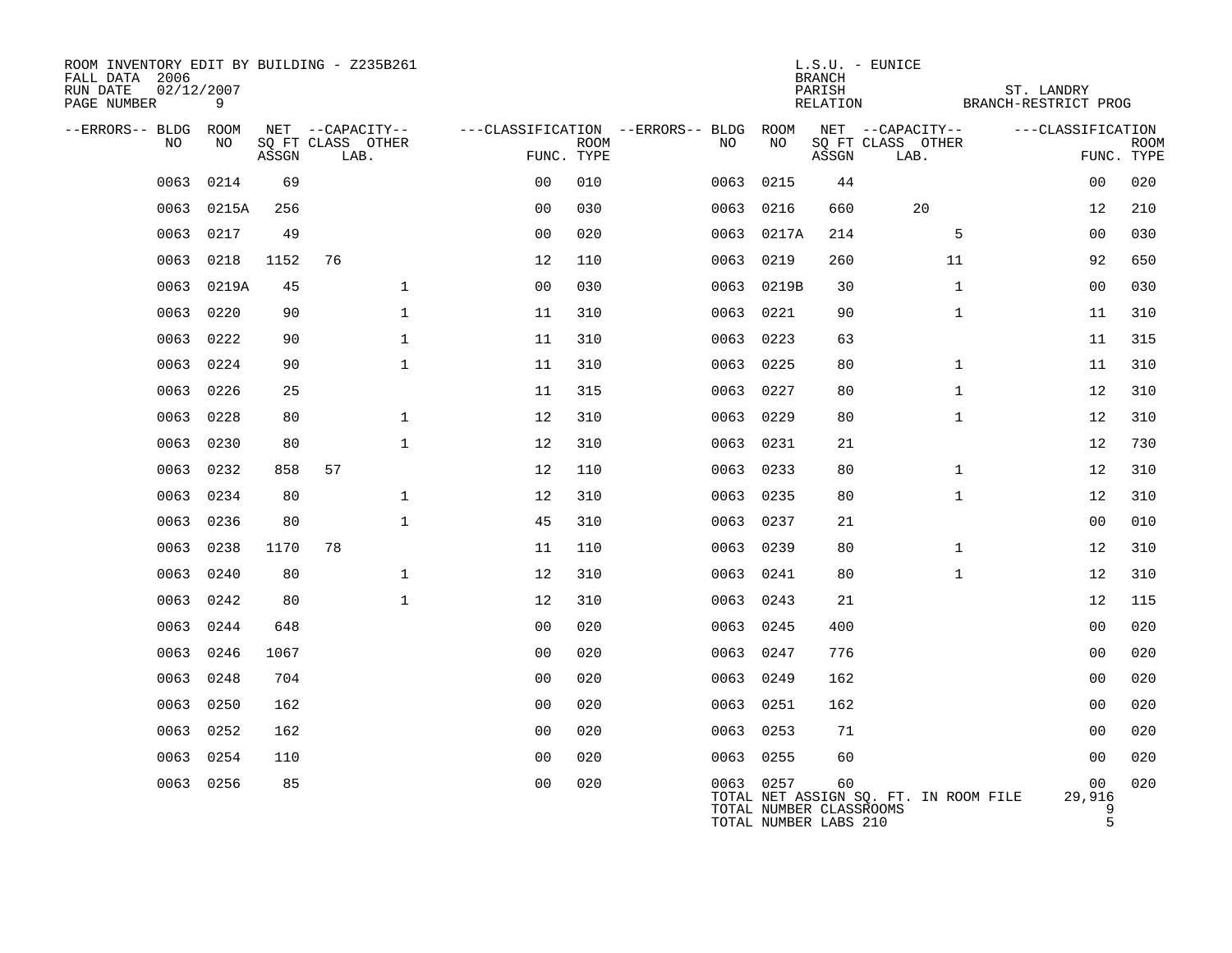ROOM INVENTORY EDIT BY BUILDING - Z235B261
FALL DATA 2006
RUN DATE 02/12/2007
PAGE NUMBER 9

L.S.U. - EUNICE
BRANCH
PARISH ST. LANDRY
RELATION BRANCH-RESTRICT PROG

| --ERRORS-- | BLDG NO | ROOM NO | NET SQ FT ASSGN | CAPACITY CLASS | CAPACITY LAB. | CAPACITY OTHER | CLASSIFICATION FUNC. | ROOM TYPE | --ERRORS-- | BLDG NO | ROOM NO | NET SQ FT ASSGN | CAPACITY CLASS | CAPACITY LAB. | CAPACITY OTHER | CLASSIFICATION FUNC. | ROOM TYPE |
|---|---|---|---|---|---|---|---|---|---|---|---|---|---|---|---|---|---|
| | 0063 | 0214 | 69 | | | | 00 | 010 | | 0063 | 0215 | 44 | | | | 00 | 020 |
| | 0063 | 0215A | 256 | | | | 00 | 030 | | 0063 | 0216 | 660 | | 20 | | 12 | 210 |
| | 0063 | 0217 | 49 | | | | 00 | 020 | | 0063 | 0217A | 214 | | | 5 | 00 | 030 |
| | 0063 | 0218 | 1152 | 76 | | | 12 | 110 | | 0063 | 0219 | 260 | | | 11 | 92 | 650 |
| | 0063 | 0219A | 45 | | | 1 | 00 | 030 | | 0063 | 0219B | 30 | | | 1 | 00 | 030 |
| | 0063 | 0220 | 90 | | | 1 | 11 | 310 | | 0063 | 0221 | 90 | | | 1 | 11 | 310 |
| | 0063 | 0222 | 90 | | | 1 | 11 | 310 | | 0063 | 0223 | 63 | | | | 11 | 315 |
| | 0063 | 0224 | 90 | | | 1 | 11 | 310 | | 0063 | 0225 | 80 | | | 1 | 11 | 310 |
| | 0063 | 0226 | 25 | | | | 11 | 315 | | 0063 | 0227 | 80 | | | 1 | 12 | 310 |
| | 0063 | 0228 | 80 | | | 1 | 12 | 310 | | 0063 | 0229 | 80 | | | 1 | 12 | 310 |
| | 0063 | 0230 | 80 | | | 1 | 12 | 310 | | 0063 | 0231 | 21 | | | | 12 | 730 |
| | 0063 | 0232 | 858 | 57 | | | 12 | 110 | | 0063 | 0233 | 80 | | | 1 | 12 | 310 |
| | 0063 | 0234 | 80 | | | 1 | 12 | 310 | | 0063 | 0235 | 80 | | | 1 | 12 | 310 |
| | 0063 | 0236 | 80 | | | 1 | 45 | 310 | | 0063 | 0237 | 21 | | | | 00 | 010 |
| | 0063 | 0238 | 1170 | 78 | | | 11 | 110 | | 0063 | 0239 | 80 | | | 1 | 12 | 310 |
| | 0063 | 0240 | 80 | | | 1 | 12 | 310 | | 0063 | 0241 | 80 | | | 1 | 12 | 310 |
| | 0063 | 0242 | 80 | | | 1 | 12 | 310 | | 0063 | 0243 | 21 | | | | 12 | 115 |
| | 0063 | 0244 | 648 | | | | 00 | 020 | | 0063 | 0245 | 400 | | | | 00 | 020 |
| | 0063 | 0246 | 1067 | | | | 00 | 020 | | 0063 | 0247 | 776 | | | | 00 | 020 |
| | 0063 | 0248 | 704 | | | | 00 | 020 | | 0063 | 0249 | 162 | | | | 00 | 020 |
| | 0063 | 0250 | 162 | | | | 00 | 020 | | 0063 | 0251 | 162 | | | | 00 | 020 |
| | 0063 | 0252 | 162 | | | | 00 | 020 | | 0063 | 0253 | 71 | | | | 00 | 020 |
| | 0063 | 0254 | 110 | | | | 00 | 020 | | 0063 | 0255 | 60 | | | | 00 | 020 |
| | 0063 | 0256 | 85 | | | | 00 | 020 | | 0063 | 0257 | 60 | | | | 00 | 020 |

TOTAL NET ASSIGN SQ. FT. IN ROOM FILE 29,916
TOTAL NUMBER CLASSROOMS 9
TOTAL NUMBER LABS 210 5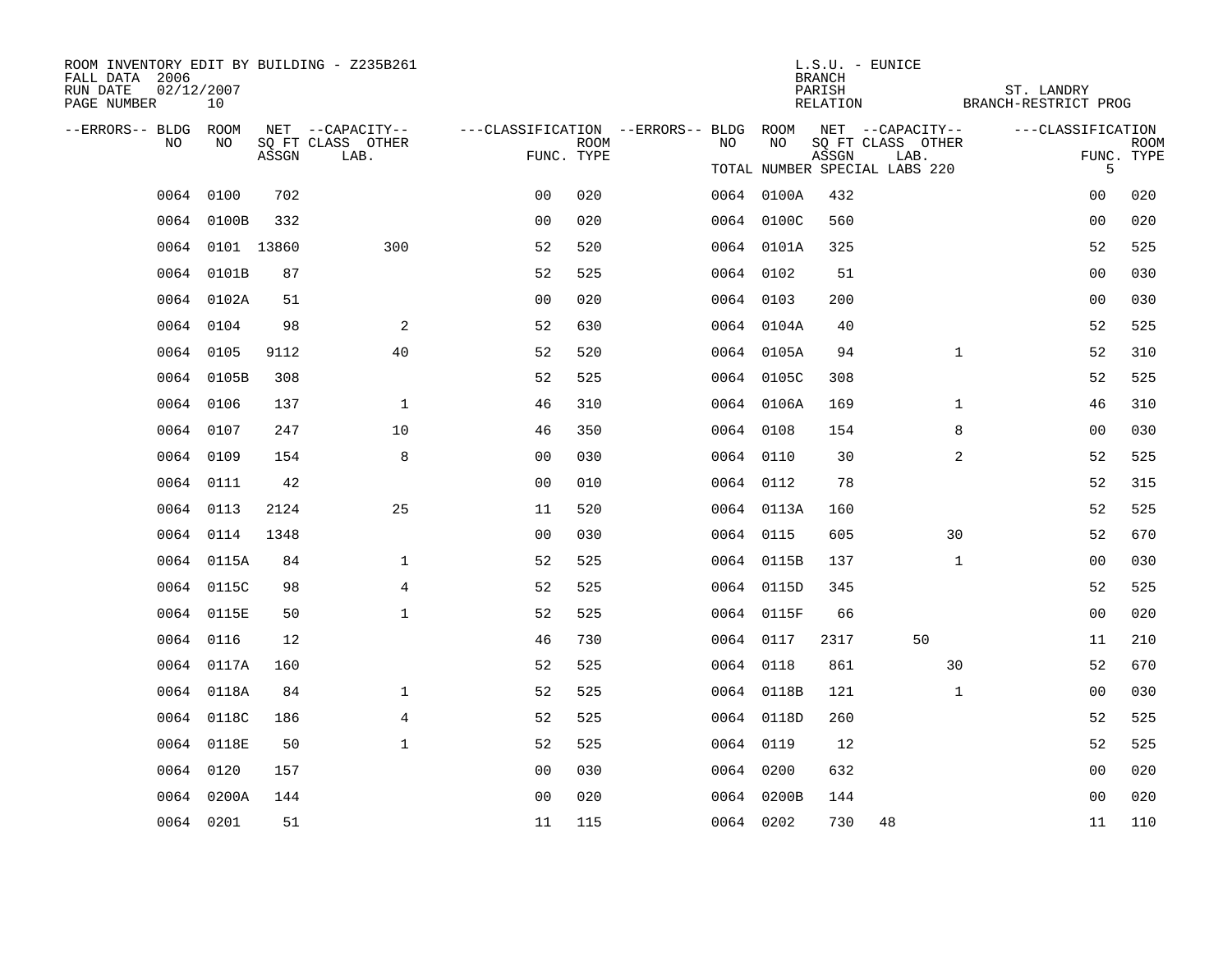ROOM INVENTORY EDIT BY BUILDING - Z235B261
FALL DATA 2006
RUN DATE 02/12/2007
PAGE NUMBER 10

L.S.U. - EUNICE
BRANCH
PARISH ST. LANDRY
RELATION BRANCH-RESTRICT PROG

TOTAL NUMBER SPECIAL LABS 220 5

| --ERRORS-- | BLDG NO | ROOM NO | NET SQ FT ASSGN | CAPACITY CLASS | CAPACITY LAB. | CAPACITY OTHER | CLASSIFICATION FUNC. | ROOM TYPE | --ERRORS-- | BLDG NO | ROOM NO | NET SQ FT ASSGN | CAPACITY CLASS | CAPACITY LAB. | CAPACITY OTHER | CLASSIFICATION FUNC. | ROOM TYPE |
|---|---|---|---|---|---|---|---|---|---|---|---|---|---|---|---|---|---|
| | 0064 | 0100 | 702 | | | | 00 | 020 | | 0064 | 0100A | 432 | | | | 00 | 020 |
| | 0064 | 0100B | 332 | | | | 00 | 020 | | 0064 | 0100C | 560 | | | | 00 | 020 |
| | 0064 | 0101 | 13860 | | | 300 | 52 | 520 | | 0064 | 0101A | 325 | | | | 52 | 525 |
| | 0064 | 0101B | 87 | | | | 52 | 525 | | 0064 | 0102 | 51 | | | | 00 | 030 |
| | 0064 | 0102A | 51 | | | | 00 | 020 | | 0064 | 0103 | 200 | | | | 00 | 030 |
| | 0064 | 0104 | 98 | | | 2 | 52 | 630 | | 0064 | 0104A | 40 | | | | 52 | 525 |
| | 0064 | 0105 | 9112 | | | 40 | 52 | 520 | | 0064 | 0105A | 94 | | | 1 | 52 | 310 |
| | 0064 | 0105B | 308 | | | | 52 | 525 | | 0064 | 0105C | 308 | | | | 52 | 525 |
| | 0064 | 0106 | 137 | | | 1 | 46 | 310 | | 0064 | 0106A | 169 | | | 1 | 46 | 310 |
| | 0064 | 0107 | 247 | | | 10 | 46 | 350 | | 0064 | 0108 | 154 | | | 8 | 00 | 030 |
| | 0064 | 0109 | 154 | | | 8 | 00 | 030 | | 0064 | 0110 | 30 | | | 2 | 52 | 525 |
| | 0064 | 0111 | 42 | | | | 00 | 010 | | 0064 | 0112 | 78 | | | | 52 | 315 |
| | 0064 | 0113 | 2124 | | | 25 | 11 | 520 | | 0064 | 0113A | 160 | | | | 52 | 525 |
| | 0064 | 0114 | 1348 | | | | 00 | 030 | | 0064 | 0115 | 605 | | | 30 | 52 | 670 |
| | 0064 | 0115A | 84 | | | 1 | 52 | 525 | | 0064 | 0115B | 137 | | | 1 | 00 | 030 |
| | 0064 | 0115C | 98 | | | 4 | 52 | 525 | | 0064 | 0115D | 345 | | | | 52 | 525 |
| | 0064 | 0115E | 50 | | | 1 | 52 | 525 | | 0064 | 0115F | 66 | | | | 00 | 020 |
| | 0064 | 0116 | 12 | | | | 46 | 730 | | 0064 | 0117 | 2317 | | 50 | | 11 | 210 |
| | 0064 | 0117A | 160 | | | | 52 | 525 | | 0064 | 0118 | 861 | | | 30 | 52 | 670 |
| | 0064 | 0118A | 84 | | | 1 | 52 | 525 | | 0064 | 0118B | 121 | | | 1 | 00 | 030 |
| | 0064 | 0118C | 186 | | | 4 | 52 | 525 | | 0064 | 0118D | 260 | | | | 52 | 525 |
| | 0064 | 0118E | 50 | | | 1 | 52 | 525 | | 0064 | 0119 | 12 | | | | 52 | 525 |
| | 0064 | 0120 | 157 | | | | 00 | 030 | | 0064 | 0200 | 632 | | | | 00 | 020 |
| | 0064 | 0200A | 144 | | | | 00 | 020 | | 0064 | 0200B | 144 | | | | 00 | 020 |
| | 0064 | 0201 | 51 | | | | 11 | 115 | | 0064 | 0202 | 730 | 48 | | | 11 | 110 |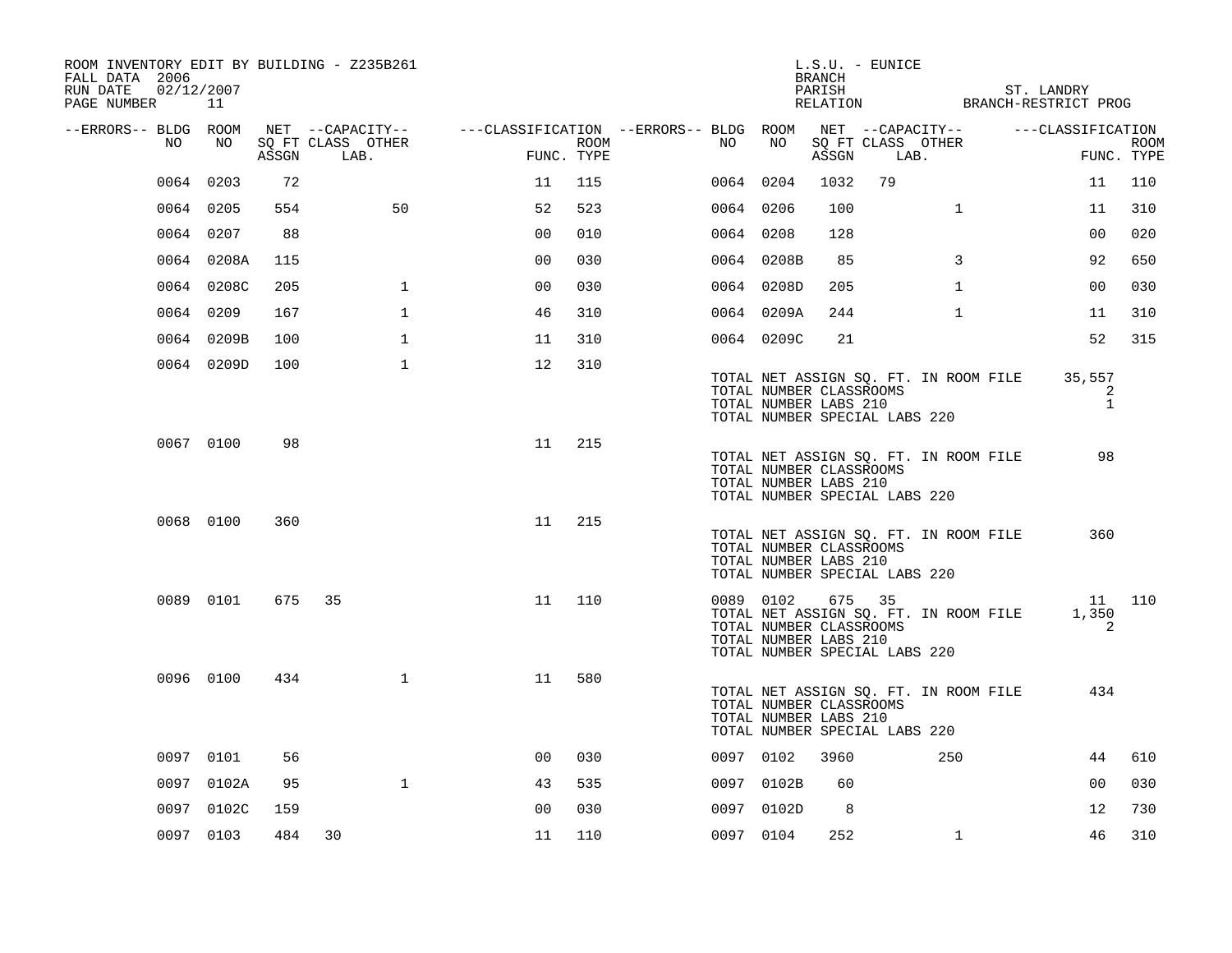ROOM INVENTORY EDIT BY BUILDING - Z235B261
FALL DATA 2006
RUN DATE 02/12/2007

L.S.U. - EUNICE
BRANCH
PARISH ST. LANDRY
RELATION BRANCH-RESTRICT PROG

| --ERRORS-- | BLDG NO | ROOM NO | NET SQ FT ASSGN | CAPACITY CLASS LAB. | CAPACITY OTHER | CLASSIFICATION FUNC. | ROOM TYPE | --ERRORS-- | BLDG NO | ROOM NO | NET SQ FT ASSGN | CAPACITY CLASS LAB. | CAPACITY OTHER | CLASSIFICATION FUNC. | ROOM TYPE |
|---|---|---|---|---|---|---|---|---|---|---|---|---|---|---|---|
| | 0064 | 0203 | 72 | | | 11 | 115 | | 0064 | 0204 | 1032 | 79 | | 11 | 110 |
| | 0064 | 0205 | 554 | | 50 | 52 | 523 | | 0064 | 0206 | 100 | | 1 | 11 | 310 |
| | 0064 | 0207 | 88 | | | 00 | 010 | | 0064 | 0208 | 128 | | | 00 | 020 |
| | 0064 | 0208A | 115 | | | 00 | 030 | | 0064 | 0208B | 85 | | 3 | 92 | 650 |
| | 0064 | 0208C | 205 | | 1 | 00 | 030 | | 0064 | 0208D | 205 | | 1 | 00 | 030 |
| | 0064 | 0209 | 167 | | 1 | 46 | 310 | | 0064 | 0209A | 244 | | 1 | 11 | 310 |
| | 0064 | 0209B | 100 | | 1 | 11 | 310 | | 0064 | 0209C | 21 | | | 52 | 315 |
| | 0064 | 0209D | 100 | | 1 | 12 | 310 | | | | | | | | |

TOTAL NET ASSIGN SQ. FT. IN ROOM FILE 35,557
TOTAL NUMBER CLASSROOMS 2
TOTAL NUMBER LABS 210 1
TOTAL NUMBER SPECIAL LABS 220

| --ERRORS-- | BLDG NO | ROOM NO | NET SQ FT ASSGN | CAPACITY CLASS LAB. | CAPACITY OTHER | CLASSIFICATION FUNC. | ROOM TYPE |
|---|---|---|---|---|---|---|---|
| | 0067 | 0100 | 98 | | | 11 | 215 |

TOTAL NET ASSIGN SQ. FT. IN ROOM FILE 98
TOTAL NUMBER CLASSROOMS
TOTAL NUMBER LABS 210
TOTAL NUMBER SPECIAL LABS 220

| --ERRORS-- | BLDG NO | ROOM NO | NET SQ FT ASSGN | CAPACITY CLASS LAB. | CAPACITY OTHER | CLASSIFICATION FUNC. | ROOM TYPE |
|---|---|---|---|---|---|---|---|
| | 0068 | 0100 | 360 | | | 11 | 215 |

TOTAL NET ASSIGN SQ. FT. IN ROOM FILE 360
TOTAL NUMBER CLASSROOMS
TOTAL NUMBER LABS 210
TOTAL NUMBER SPECIAL LABS 220

| --ERRORS-- | BLDG NO | ROOM NO | NET SQ FT ASSGN | CAPACITY CLASS LAB. | CAPACITY OTHER | CLASSIFICATION FUNC. | ROOM TYPE | --ERRORS-- | BLDG NO | ROOM NO | NET SQ FT ASSGN | CAPACITY CLASS LAB. | CAPACITY OTHER | CLASSIFICATION FUNC. | ROOM TYPE |
|---|---|---|---|---|---|---|---|---|---|---|---|---|---|---|---|
| | 0089 | 0101 | 675 | 35 | | 11 | 110 | | 0089 | 0102 | 675 | 35 | | 11 | 110 |

TOTAL NET ASSIGN SQ. FT. IN ROOM FILE 1,350
TOTAL NUMBER CLASSROOMS 2
TOTAL NUMBER LABS 210
TOTAL NUMBER SPECIAL LABS 220

| --ERRORS-- | BLDG NO | ROOM NO | NET SQ FT ASSGN | CAPACITY CLASS LAB. | CAPACITY OTHER | CLASSIFICATION FUNC. | ROOM TYPE |
|---|---|---|---|---|---|---|---|
| | 0096 | 0100 | 434 | | 1 | 11 | 580 |

TOTAL NET ASSIGN SQ. FT. IN ROOM FILE 434
TOTAL NUMBER CLASSROOMS
TOTAL NUMBER LABS 210
TOTAL NUMBER SPECIAL LABS 220

| --ERRORS-- | BLDG NO | ROOM NO | NET SQ FT ASSGN | CAPACITY CLASS LAB. | CAPACITY OTHER | CLASSIFICATION FUNC. | ROOM TYPE | --ERRORS-- | BLDG NO | ROOM NO | NET SQ FT ASSGN | CAPACITY CLASS LAB. | CAPACITY OTHER | CLASSIFICATION FUNC. | ROOM TYPE |
|---|---|---|---|---|---|---|---|---|---|---|---|---|---|---|---|
| | 0097 | 0101 | 56 | | | 00 | 030 | | 0097 | 0102 | 3960 | | 250 | 44 | 610 |
| | 0097 | 0102A | 95 | | 1 | 43 | 535 | | 0097 | 0102B | 60 | | | 00 | 030 |
| | 0097 | 0102C | 159 | | | 00 | 030 | | 0097 | 0102D | 8 | | | 12 | 730 |
| | 0097 | 0103 | 484 | 30 | | 11 | 110 | | 0097 | 0104 | 252 | | 1 | 46 | 310 |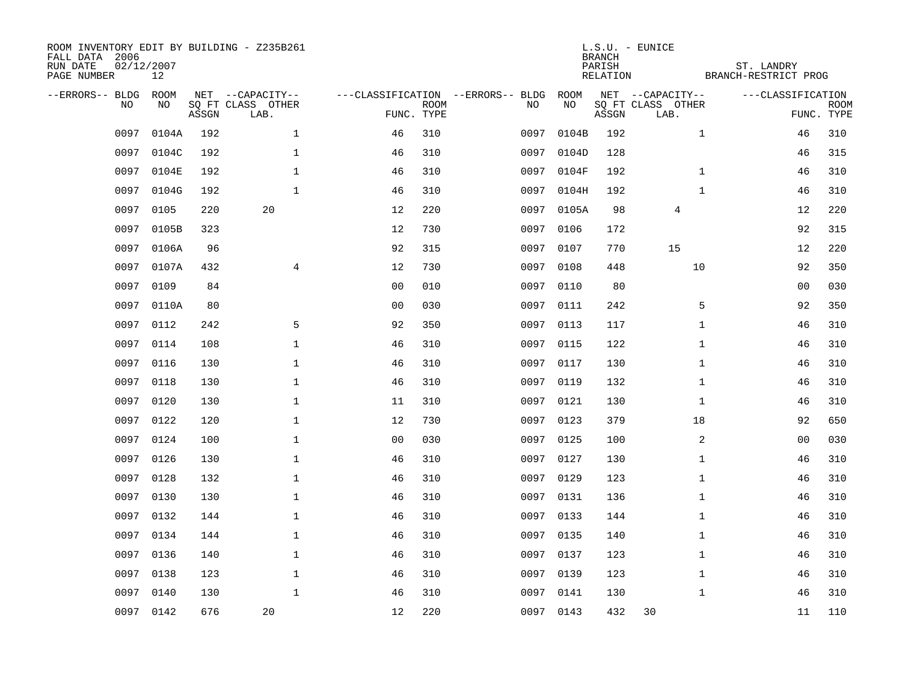ROOM INVENTORY EDIT BY BUILDING - Z235B261
FALL DATA 2006
RUN DATE 02/12/2007

L.S.U. - EUNICE
BRANCH
PARISH ST. LANDRY
RELATION BRANCH-RESTRICT PROG

| ERRORS | BLDG NO | ROOM NO | NET SQ FT ASSGN | CAPACITY CLASS | CAPACITY LAB. | CAPACITY OTHER | CLASSIFICATION FUNC. | ROOM TYPE | ERRORS | BLDG NO | ROOM NO | NET SQ FT ASSGN | CAPACITY CLASS | CAPACITY LAB. | CAPACITY OTHER | CLASSIFICATION FUNC. | ROOM TYPE |
|---|---|---|---|---|---|---|---|---|---|---|---|---|---|---|---|---|---|
| | 0097 | 0104A | 192 | | | 1 | 46 | 310 | | 0097 | 0104B | 192 | | | 1 | 46 | 310 |
| | 0097 | 0104C | 192 | | | 1 | 46 | 310 | | 0097 | 0104D | 128 | | | | 46 | 315 |
| | 0097 | 0104E | 192 | | | 1 | 46 | 310 | | 0097 | 0104F | 192 | | | 1 | 46 | 310 |
| | 0097 | 0104G | 192 | | | 1 | 46 | 310 | | 0097 | 0104H | 192 | | | 1 | 46 | 310 |
| | 0097 | 0105 | 220 | | 20 | | 12 | 220 | | 0097 | 0105A | 98 | | 4 | | 12 | 220 |
| | 0097 | 0105B | 323 | | | | 12 | 730 | | 0097 | 0106 | 172 | | | | 92 | 315 |
| | 0097 | 0106A | 96 | | | | 92 | 315 | | 0097 | 0107 | 770 | | 15 | | 12 | 220 |
| | 0097 | 0107A | 432 | | | 4 | 12 | 730 | | 0097 | 0108 | 448 | | | 10 | 92 | 350 |
| | 0097 | 0109 | 84 | | | | 00 | 010 | | 0097 | 0110 | 80 | | | | 00 | 030 |
| | 0097 | 0110A | 80 | | | | 00 | 030 | | 0097 | 0111 | 242 | | | 5 | 92 | 350 |
| | 0097 | 0112 | 242 | | | 5 | 92 | 350 | | 0097 | 0113 | 117 | | | 1 | 46 | 310 |
| | 0097 | 0114 | 108 | | | 1 | 46 | 310 | | 0097 | 0115 | 122 | | | 1 | 46 | 310 |
| | 0097 | 0116 | 130 | | | 1 | 46 | 310 | | 0097 | 0117 | 130 | | | 1 | 46 | 310 |
| | 0097 | 0118 | 130 | | | 1 | 46 | 310 | | 0097 | 0119 | 132 | | | 1 | 46 | 310 |
| | 0097 | 0120 | 130 | | | 1 | 11 | 310 | | 0097 | 0121 | 130 | | | 1 | 46 | 310 |
| | 0097 | 0122 | 120 | | | 1 | 12 | 730 | | 0097 | 0123 | 379 | | | 18 | 92 | 650 |
| | 0097 | 0124 | 100 | | | 1 | 00 | 030 | | 0097 | 0125 | 100 | | | 2 | 00 | 030 |
| | 0097 | 0126 | 130 | | | 1 | 46 | 310 | | 0097 | 0127 | 130 | | | 1 | 46 | 310 |
| | 0097 | 0128 | 132 | | | 1 | 46 | 310 | | 0097 | 0129 | 123 | | | 1 | 46 | 310 |
| | 0097 | 0130 | 130 | | | 1 | 46 | 310 | | 0097 | 0131 | 136 | | | 1 | 46 | 310 |
| | 0097 | 0132 | 144 | | | 1 | 46 | 310 | | 0097 | 0133 | 144 | | | 1 | 46 | 310 |
| | 0097 | 0134 | 144 | | | 1 | 46 | 310 | | 0097 | 0135 | 140 | | | 1 | 46 | 310 |
| | 0097 | 0136 | 140 | | | 1 | 46 | 310 | | 0097 | 0137 | 123 | | | 1 | 46 | 310 |
| | 0097 | 0138 | 123 | | | 1 | 46 | 310 | | 0097 | 0139 | 123 | | | 1 | 46 | 310 |
| | 0097 | 0140 | 130 | | | 1 | 46 | 310 | | 0097 | 0141 | 130 | | | 1 | 46 | 310 |
| | 0097 | 0142 | 676 | | 20 | | 12 | 220 | | 0097 | 0143 | 432 | 30 | | | 11 | 110 |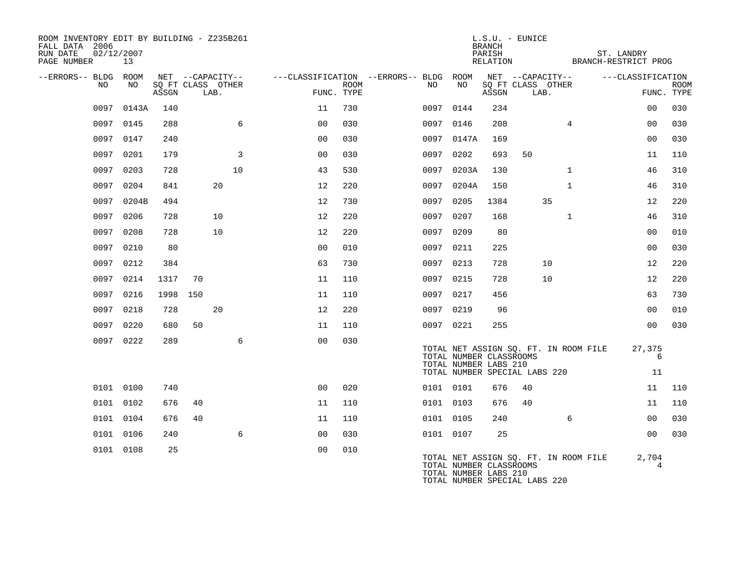ROOM INVENTORY EDIT BY BUILDING - Z235B261
FALL DATA 2006
RUN DATE 02/12/2007

L.S.U. - EUNICE
BRANCH
PARISH ST. LANDRY
RELATION BRANCH-RESTRICT PROG

| --ERRORS-- | BLDG NO | ROOM NO | NET ASSGN SQ FT | CAPACITY CLASS | CAPACITY LAB. | CAPACITY OTHER | CLASSIFICATION FUNC. | ROOM TYPE | --ERRORS-- | BLDG NO | ROOM NO | NET ASSGN SQ FT | CAPACITY CLASS | CAPACITY LAB. | CAPACITY OTHER | CLASSIFICATION FUNC. | ROOM TYPE |
|---|---|---|---|---|---|---|---|---|---|---|---|---|---|---|---|---|---|
| | 0097 | 0143A | 140 | | | | 11 | 730 | | 0097 | 0144 | 234 | | | | 00 | 030 |
| | 0097 | 0145 | 288 | | | 6 | 00 | 030 | | 0097 | 0146 | 208 | | | 4 | 00 | 030 |
| | 0097 | 0147 | 240 | | | | 00 | 030 | | 0097 | 0147A | 169 | | | | 00 | 030 |
| | 0097 | 0201 | 179 | | | 3 | 00 | 030 | | 0097 | 0202 | 693 | 50 | | | 11 | 110 |
| | 0097 | 0203 | 728 | | | 10 | 43 | 530 | | 0097 | 0203A | 130 | | | 1 | 46 | 310 |
| | 0097 | 0204 | 841 | | 20 | | 12 | 220 | | 0097 | 0204A | 150 | | | 1 | 46 | 310 |
| | 0097 | 0204B | 494 | | | | 12 | 730 | | 0097 | 0205 | 1384 | | 35 | | 12 | 220 |
| | 0097 | 0206 | 728 | | 10 | | 12 | 220 | | 0097 | 0207 | 168 | | | 1 | 46 | 310 |
| | 0097 | 0208 | 728 | | 10 | | 12 | 220 | | 0097 | 0209 | 80 | | | | 00 | 010 |
| | 0097 | 0210 | 80 | | | | 00 | 010 | | 0097 | 0211 | 225 | | | | 00 | 030 |
| | 0097 | 0212 | 384 | | | | 63 | 730 | | 0097 | 0213 | 728 | | 10 | | 12 | 220 |
| | 0097 | 0214 | 1317 | 70 | | | 11 | 110 | | 0097 | 0215 | 728 | | 10 | | 12 | 220 |
| | 0097 | 0216 | 1998 | 150 | | | 11 | 110 | | 0097 | 0217 | 456 | | | | 63 | 730 |
| | 0097 | 0218 | 728 | | 20 | | 12 | 220 | | 0097 | 0219 | 96 | | | | 00 | 010 |
| | 0097 | 0220 | 680 | 50 | | | 11 | 110 | | 0097 | 0221 | 255 | | | | 00 | 030 |
| | 0097 | 0222 | 289 | | | 6 | 00 | 030 | | | | | | | | | |

TOTAL NET ASSIGN SQ. FT. IN ROOM FILE 27,375
TOTAL NUMBER CLASSROOMS 6
TOTAL NUMBER LABS 210
TOTAL NUMBER SPECIAL LABS 220 11

| --ERRORS-- | BLDG NO | ROOM NO | NET ASSGN SQ FT | CAPACITY CLASS | CAPACITY LAB. | CAPACITY OTHER | CLASSIFICATION FUNC. | ROOM TYPE | --ERRORS-- | BLDG NO | ROOM NO | NET ASSGN SQ FT | CAPACITY CLASS | CAPACITY LAB. | CAPACITY OTHER | CLASSIFICATION FUNC. | ROOM TYPE |
|---|---|---|---|---|---|---|---|---|---|---|---|---|---|---|---|---|---|
| | 0101 | 0100 | 740 | | | | 00 | 020 | | 0101 | 0101 | 676 | 40 | | | 11 | 110 |
| | 0101 | 0102 | 676 | 40 | | | 11 | 110 | | 0101 | 0103 | 676 | 40 | | | 11 | 110 |
| | 0101 | 0104 | 676 | 40 | | | 11 | 110 | | 0101 | 0105 | 240 | | | 6 | 00 | 030 |
| | 0101 | 0106 | 240 | | | 6 | 00 | 030 | | 0101 | 0107 | 25 | | | | 00 | 030 |
| | 0101 | 0108 | 25 | | | | 00 | 010 | | | | | | | | | |

TOTAL NET ASSIGN SQ. FT. IN ROOM FILE 2,704
TOTAL NUMBER CLASSROOMS 4
TOTAL NUMBER LABS 210
TOTAL NUMBER SPECIAL LABS 220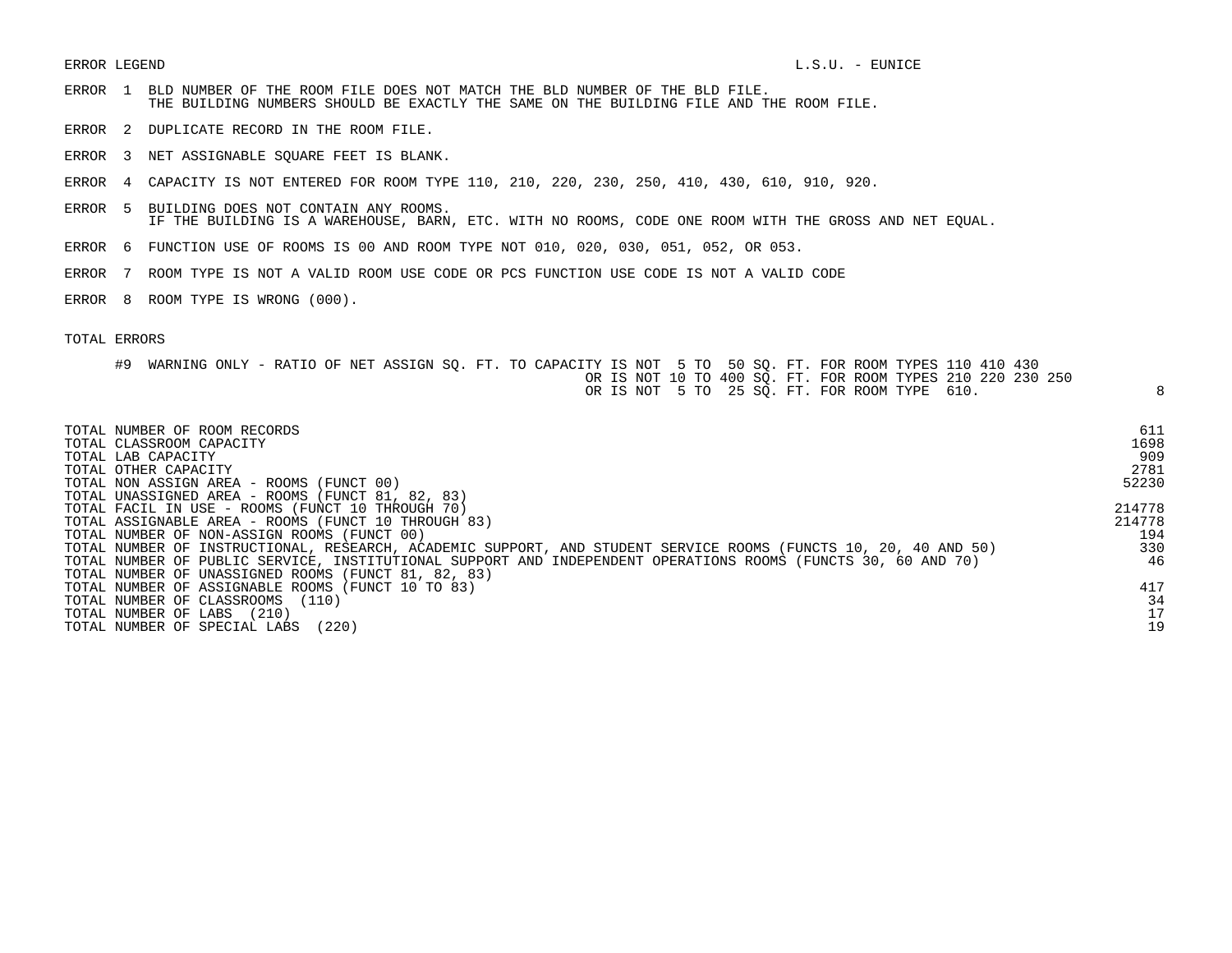ERROR LEGEND

L.S.U. - EUNICE

ERROR 1 BLD NUMBER OF THE ROOM FILE DOES NOT MATCH THE BLD NUMBER OF THE BLD FILE.
THE BUILDING NUMBERS SHOULD BE EXACTLY THE SAME ON THE BUILDING FILE AND THE ROOM FILE.

ERROR 2 DUPLICATE RECORD IN THE ROOM FILE.

ERROR 3 NET ASSIGNABLE SQUARE FEET IS BLANK.

ERROR 4 CAPACITY IS NOT ENTERED FOR ROOM TYPE 110, 210, 220, 230, 250, 410, 430, 610, 910, 920.

ERROR 5 BUILDING DOES NOT CONTAIN ANY ROOMS.
IF THE BUILDING IS A WAREHOUSE, BARN, ETC. WITH NO ROOMS, CODE ONE ROOM WITH THE GROSS AND NET EQUAL.

ERROR 6 FUNCTION USE OF ROOMS IS 00 AND ROOM TYPE NOT 010, 020, 030, 051, 052, OR 053.

ERROR 7 ROOM TYPE IS NOT A VALID ROOM USE CODE OR PCS FUNCTION USE CODE IS NOT A VALID CODE

ERROR 8 ROOM TYPE IS WRONG (000).

TOTAL ERRORS

#9 WARNING ONLY - RATIO OF NET ASSIGN SQ. FT. TO CAPACITY IS NOT 5 TO 50 SQ. FT. FOR ROOM TYPES 110 410 430
OR IS NOT 10 TO 400 SQ. FT. FOR ROOM TYPES 210 220 230 250
OR IS NOT 5 TO 25 SQ. FT. FOR ROOM TYPE 610. 8

| | |
|---|---|
| TOTAL NUMBER OF ROOM RECORDS | 611 |
| TOTAL CLASSROOM CAPACITY | 1698 |
| TOTAL LAB CAPACITY | 909 |
| TOTAL OTHER CAPACITY | 2781 |
| TOTAL NON ASSIGN AREA - ROOMS (FUNCT 00) | 52230 |
| TOTAL UNASSIGNED AREA - ROOMS (FUNCT 81, 82, 83) | |
| TOTAL FACIL IN USE - ROOMS (FUNCT 10 THROUGH 70) | 214778 |
| TOTAL ASSIGNABLE AREA - ROOMS (FUNCT 10 THROUGH 83) | 214778 |
| TOTAL NUMBER OF NON-ASSIGN ROOMS (FUNCT 00) | 194 |
| TOTAL NUMBER OF INSTRUCTIONAL, RESEARCH, ACADEMIC SUPPORT, AND STUDENT SERVICE ROOMS (FUNCTS 10, 20, 40 AND 50) | 330 |
| TOTAL NUMBER OF PUBLIC SERVICE, INSTITUTIONAL SUPPORT AND INDEPENDENT OPERATIONS ROOMS (FUNCTS 30, 60 AND 70) | 46 |
| TOTAL NUMBER OF UNASSIGNED ROOMS (FUNCT 81, 82, 83) | |
| TOTAL NUMBER OF ASSIGNABLE ROOMS (FUNCT 10 TO 83) | 417 |
| TOTAL NUMBER OF CLASSROOMS (110) | 34 |
| TOTAL NUMBER OF LABS (210) | 17 |
| TOTAL NUMBER OF SPECIAL LABS (220) | 19 |